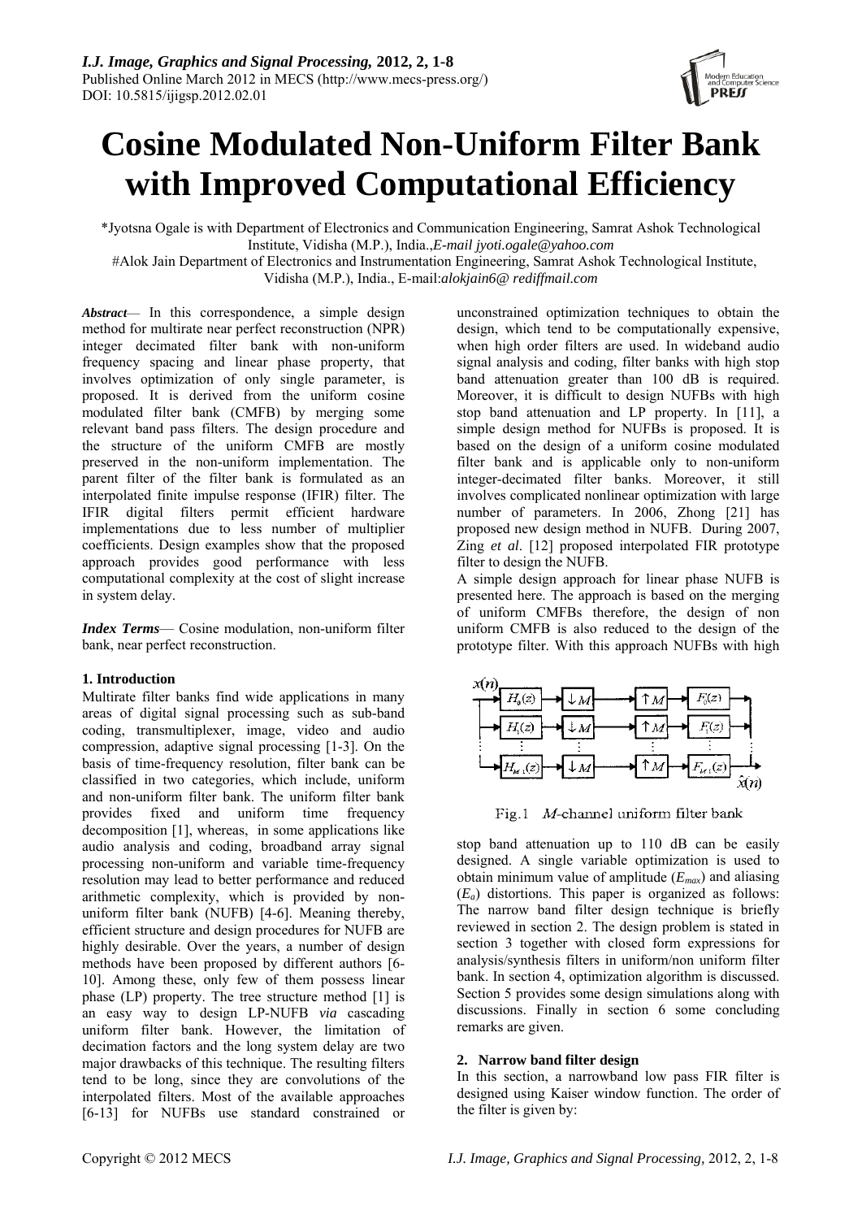# Cosine Modulated Non-Uniform Filter Bank with Improved Computational Efficiency

*Jyotsna Ogale is with Department of Electronics and Communication Engineering, Samrat Ashok Technological Institute, Vidisha (M.P.), India.,*E-mail jyoti.ogale@yahoo.com*

#Alok Jain Department of Electronics and Instrumentation Engineering, Samrat Ashok Technological Institute, Vidisha (M.P.), India., E-mail:*alokjain6@ rediffmail.com*

***Abstract***— In this correspondence, a simple design method for multirate near perfect reconstruction (NPR) integer decimated filter bank with non-uniform frequency spacing and linear phase property, that involves optimization of only single parameter, is proposed. It is derived from the uniform cosine modulated filter bank (CMFB) by merging some relevant band pass filters. The design procedure and the structure of the uniform CMFB are mostly preserved in the non-uniform implementation. The parent filter of the filter bank is formulated as an interpolated finite impulse response (IFIR) filter. The IFIR digital filters permit efficient hardware implementations due to less number of multiplier coefficients. Design examples show that the proposed approach provides good performance with less computational complexity at the cost of slight increase in system delay.

***Index Terms***— Cosine modulation, non-uniform filter bank, near perfect reconstruction.

## 1. Introduction

Multirate filter banks find wide applications in many areas of digital signal processing such as sub-band coding, transmultiplexer, image, video and audio compression, adaptive signal processing [1-3]. On the basis of time-frequency resolution, filter bank can be classified in two categories, which include, uniform and non-uniform filter bank. The uniform filter bank provides fixed and uniform time frequency decomposition [1], whereas, in some applications like audio analysis and coding, broadband array signal processing non-uniform and variable time-frequency resolution may lead to better performance and reduced arithmetic complexity, which is provided by non-uniform filter bank (NUFB) [4-6]. Meaning thereby, efficient structure and design procedures for NUFB are highly desirable. Over the years, a number of design methods have been proposed by different authors [6-10]. Among these, only few of them possess linear phase (LP) property. The tree structure method [1] is an easy way to design LP-NUFB *via* cascading uniform filter bank. However, the limitation of decimation factors and the long system delay are two major drawbacks of this technique. The resulting filters tend to be long, since they are convolutions of the interpolated filters. Most of the available approaches [6-13] for NUFBs use standard constrained or unconstrained optimization techniques to obtain the design, which tend to be computationally expensive, when high order filters are used. In wideband audio signal analysis and coding, filter banks with high stop band attenuation greater than 100 dB is required. Moreover, it is difficult to design NUFBs with high stop band attenuation and LP property. In [11], a simple design method for NUFBs is proposed. It is based on the design of a uniform cosine modulated filter bank and is applicable only to non-uniform integer-decimated filter banks. Moreover, it still involves complicated nonlinear optimization with large number of parameters. In 2006, Zhong [21] has proposed new design method in NUFB. During 2007, Zing *et al*. [12] proposed interpolated FIR prototype filter to design the NUFB.

A simple design approach for linear phase NUFB is presented here. The approach is based on the merging of uniform CMFBs therefore, the design of non uniform CMFB is also reduced to the design of the prototype filter. With this approach NUFBs with high

Fig.1 $M$-channel uniform filter bank

stop band attenuation up to 110 dB can be easily designed. A single variable optimization is used to obtain minimum value of amplitude ($E_{max}$) and aliasing ($E_a$) distortions. This paper is organized as follows: The narrow band filter design technique is briefly reviewed in section 2. The design problem is stated in section 3 together with closed form expressions for analysis/synthesis filters in uniform/non uniform filter bank. In section 4, optimization algorithm is discussed. Section 5 provides some design simulations along with discussions. Finally in section 6 some concluding remarks are given.

## 2. Narrow band filter design

In this section, a narrowband low pass FIR filter is designed using Kaiser window function. The order of the filter is given by: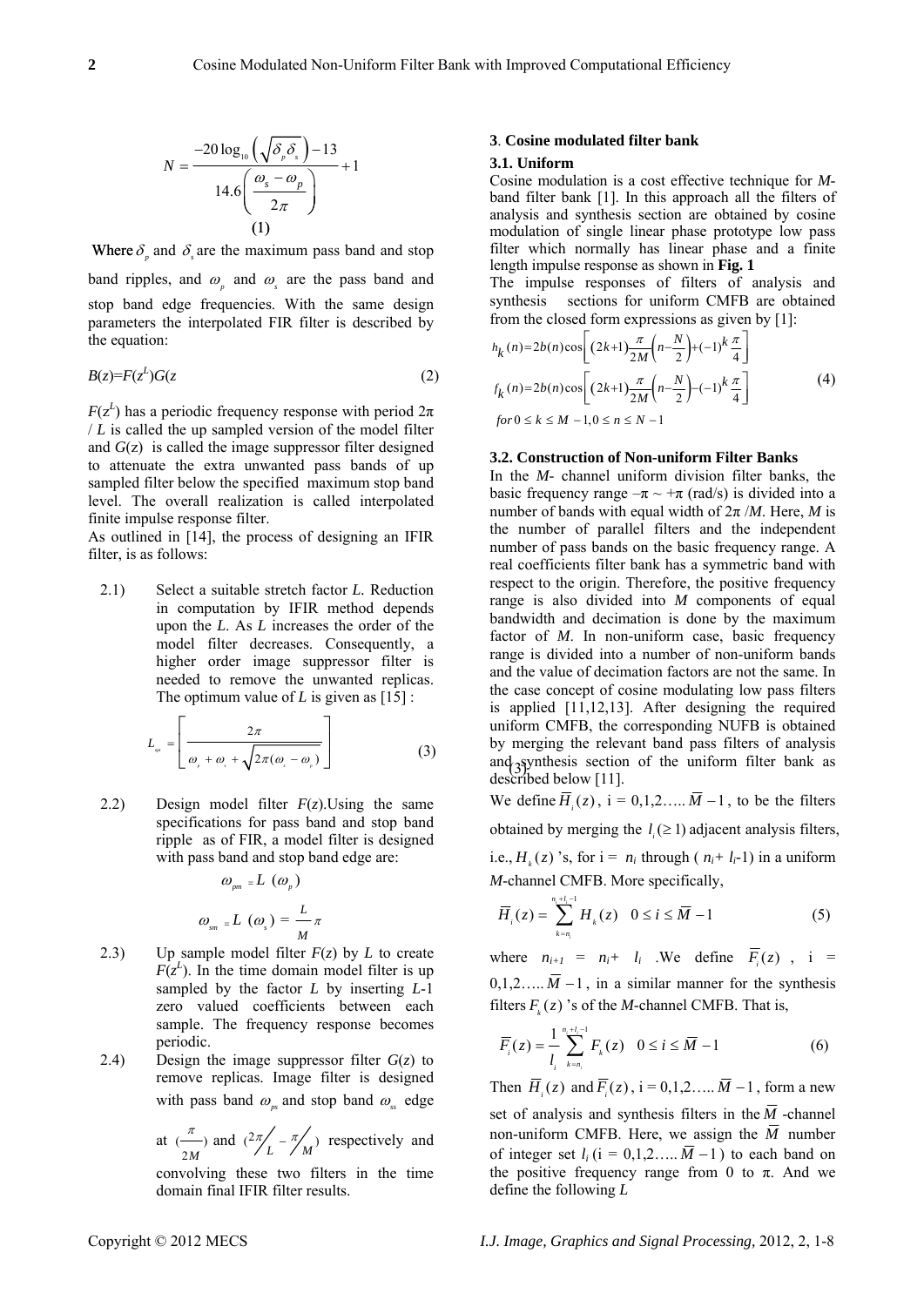$$N = \frac{-20\log_{10}\left(\sqrt{\delta_p \delta_s}\right) - 13}{14.6\left(\frac{\omega_s - \omega_p}{2\pi}\right)} + 1 \quad (1)$$

Where $\delta_p$ and $\delta_s$ are the maximum pass band and stop band ripples, and $\omega_p$ and $\omega_s$ are the pass band and stop band edge frequencies. With the same design parameters the interpolated FIR filter is described by the equation:

$$B(z)=F(z^L)G(z \quad (2)$$

$F(z^L)$ has a periodic frequency response with period $2\pi / L$ is called the up sampled version of the model filter and $G(z)$ is called the image suppressor filter designed to attenuate the extra unwanted pass bands of up sampled filter below the specified maximum stop band level. The overall realization is called interpolated finite impulse response filter.

As outlined in [14], the process of designing an IFIR filter, is as follows:

2.1) Select a suitable stretch factor $L$. Reduction in computation by IFIR method depends upon the $L$. As $L$ increases the order of the model filter decreases. Consequently, a higher order image suppressor filter is needed to remove the unwanted replicas. The optimum value of $L$ is given as [15] :

$$L_{opt} = \left\lceil \frac{2\pi}{\omega_p + \omega_s + \sqrt{2\pi(\omega_s - \omega_p)}} \right\rceil \quad (3)$$

2.2) Design model filter $F(z)$.Using the same specifications for pass band and stop band ripple as of FIR, a model filter is designed with pass band and stop band edge are:

$$\omega_{pm} = L\ (\omega_p)$$

$$\omega_{sm} = L\ (\omega_s) = \frac{L}{M}\pi$$

2.3) Up sample model filter $F(z)$ by $L$ to create $F(z^L)$. In the time domain model filter is up sampled by the factor $L$ by inserting $L$-1 zero valued coefficients between each sample. The frequency response becomes periodic.

2.4) Design the image suppressor filter $G(z)$ to remove replicas. Image filter is designed with pass band $\omega_{ps}$ and stop band $\omega_{ss}$ edge at $(\frac{\pi}{2M})$ and $(2\pi/L - \pi/M)$ respectively and convolving these two filters in the time domain final IFIR filter results.

## 3. Cosine modulated filter bank

### 3.1. Uniform

Cosine modulation is a cost effective technique for *M*-band filter bank [1]. In this approach all the filters of analysis and synthesis section are obtained by cosine modulation of single linear phase prototype low pass filter which normally has linear phase and a finite length impulse response as shown in **Fig. 1**

The impulse responses of filters of analysis and synthesis sections for uniform CMFB are obtained from the closed form expressions as given by [1]:

$$\begin{aligned} h_k(n) &= 2b(n)\cos\left[(2k+1)\frac{\pi}{2M}\left(n-\frac{N}{2}\right)+(-1)^k\frac{\pi}{4}\right] \\ f_k(n) &= 2b(n)\cos\left[(2k+1)\frac{\pi}{2M}\left(n-\frac{N}{2}\right)-(-1)^k\frac{\pi}{4}\right] \\ &for\ 0 \le k \le M-1, 0 \le n \le N-1 \end{aligned} \quad (4)$$

### 3.2. Construction of Non-uniform Filter Banks

In the *M*- channel uniform division filter banks, the basic frequency range –π ~ +π (rad/s) is divided into a number of bands with equal width of 2π /*M*. Here, *M* is the number of parallel filters and the independent number of pass bands on the basic frequency range. A real coefficients filter bank has a symmetric band with respect to the origin. Therefore, the positive frequency range is also divided into *M* components of equal bandwidth and decimation is done by the maximum factor of *M*. In non-uniform case, basic frequency range is divided into a number of non-uniform bands and the value of decimation factors are not the same. In the case concept of cosine modulating low pass filters is applied [11,12,13]. After designing the required uniform CMFB, the corresponding NUFB is obtained by merging the relevant band pass filters of analysis and synthesis section of the uniform filter bank as described below [11].

We define $\overline{H}_i(z)$, i = 0,1,2….. $\overline{M}-1$, to be the filters obtained by merging the $l_i (\ge 1)$ adjacent analysis filters, i.e., $H_k(z)$ 's, for i = $n_i$ through ( $n_i$+ $l_i$-1) in a uniform *M*-channel CMFB. More specifically,

$$\overline{H}_i(z) = \sum_{k=n_i}^{n_i+l_i-1} H_k(z) \quad 0 \le i \le \overline{M}-1 \quad (5)$$

where $n_{i+1}$ = $n_i$+ $l_i$ .We define $\overline{F}_i(z)$ , i = 0,1,2….. $\overline{M}-1$, in a similar manner for the synthesis filters $F_k(z)$ 's of the *M*-channel CMFB. That is,

$$\overline{F}_i(z) = \frac{1}{l_i}\sum_{k=n_i}^{n_i+l_i-1} F_k(z) \quad 0 \le i \le \overline{M}-1 \quad (6)$$

Then $\overline{H}_i(z)$ and $\overline{F}_i(z)$, i = 0,1,2….. $\overline{M}-1$, form a new set of analysis and synthesis filters in the $\overline{M}$ -channel non-uniform CMFB. Here, we assign the $\overline{M}$ number of integer set $l_i$ (i = 0,1,2….. $\overline{M}-1$) to each band on the positive frequency range from 0 to π. And we define the following *L*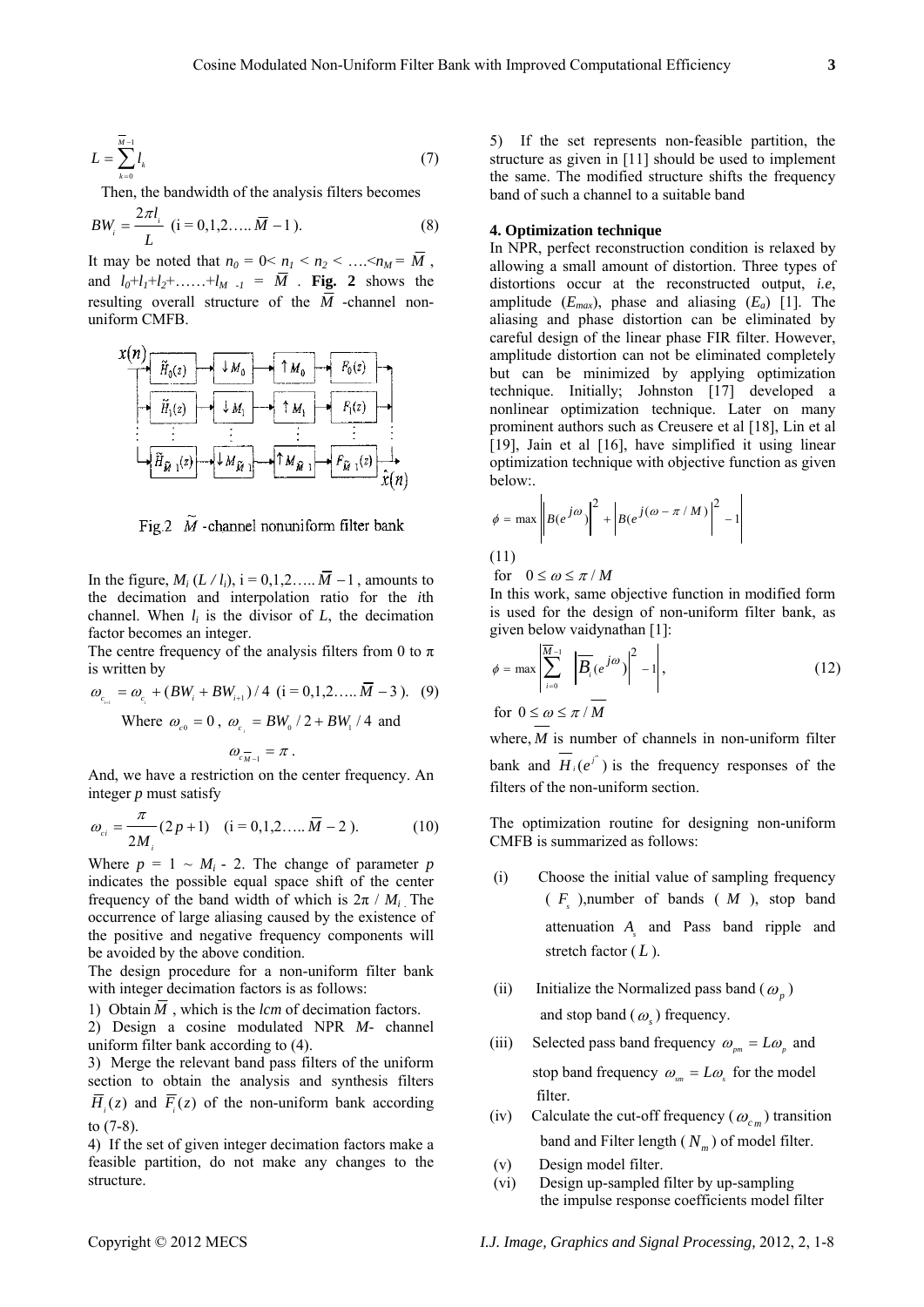$$L = \sum_{k=0}^{\overline{M}-1} l_k \tag{7}$$

Then, the bandwidth of the analysis filters becomes

$$BW_i = \frac{2\pi l_i}{L} \quad (\text{i} = 0,1,2\ldots.. \overline{M}-1). \tag{8}$$

It may be noted that $n_0 = 0 < n_1 < n_2 < \ldots. < n_M = \overline{M}$, and $l_0+l_1+l_2+\ldots\ldots+l_{M-1} = \overline{M}$. **Fig. 2** shows the resulting overall structure of the $\widetilde{M}$-channel non-uniform CMFB.

Fig.2 $\widetilde{M}$-channel nonuniform filter bank

In the figure, $M_i$ $(L / l_i)$, i = 0,1,2….. $\overline{M}-1$, amounts to the decimation and interpolation ratio for the *i*th channel. When $l_i$ is the divisor of $L$, the decimation factor becomes an integer.

The centre frequency of the analysis filters from 0 to π is written by

$$\omega_{c_{i+1}} = \omega_{c_i} + (BW_i + BW_{i+1})/4 \quad (\text{i} = 0,1,2\ldots.. \overline{M}-3). \tag{9}$$

Where $\omega_{c0} = 0$, $\omega_{c_1} = BW_0/2 + BW_1/4$ and

$$\omega_{c_{\overline{M}-1}} = \pi .$$

And, we have a restriction on the center frequency. An integer $p$ must satisfy

$$\omega_{ci} = \frac{\pi}{2M_i}(2p+1) \quad (\text{i} = 0,1,2\ldots.. \overline{M}-2). \tag{10}$$

Where $p$ = 1 ~ $M_i$ - 2. The change of parameter $p$ indicates the possible equal space shift of the center frequency of the band width of which is $2\pi / M_i$. The occurrence of large aliasing caused by the existence of the positive and negative frequency components will be avoided by the above condition.

The design procedure for a non-uniform filter bank with integer decimation factors is as follows:

1) Obtain $\overline{M}$, which is the *lcm* of decimation factors.

2) Design a cosine modulated NPR *M*- channel uniform filter bank according to (4).

3) Merge the relevant band pass filters of the uniform section to obtain the analysis and synthesis filters $\overline{H}_i(z)$ and $\overline{F}_i(z)$ of the non-uniform bank according to (7-8).

4) If the set of given integer decimation factors make a feasible partition, do not make any changes to the structure.

5) If the set represents non-feasible partition, the structure as given in [11] should be used to implement the same. The modified structure shifts the frequency band of such a channel to a suitable band

### 4. Optimization technique

In NPR, perfect reconstruction condition is relaxed by allowing a small amount of distortion. Three types of distortions occur at the reconstructed output, *i.e*, amplitude ($E_{max}$), phase and aliasing ($E_a$) [1]. The aliasing and phase distortion can be eliminated by careful design of the linear phase FIR filter. However, amplitude distortion can not be eliminated completely but can be minimized by applying optimization technique. Initially; Johnston [17] developed a nonlinear optimization technique. Later on many prominent authors such as Creusere et al [18], Lin et al [19], Jain et al [16], have simplified it using linear optimization technique with objective function as given below:.

$$\phi = \max \left| \left| B(e^{j\omega}) \right|^2 + \left| B(e^{j(\omega - \pi/M)}) \right|^2 - 1 \right| \tag{11}$$

for $0 \le \omega \le \pi / M$

In this work, same objective function in modified form is used for the design of non-uniform filter bank, as given below vaidynathan [1]:

$$\phi = \max \left| \sum_{i=0}^{\overline{M}-1} \left| \overline{B}_i(e^{j\omega}) \right|^2 - 1 \right|, \tag{12}$$

for $0 \le \omega \le \pi / \overline{M}$

where, $\overline{M}$ is number of channels in non-uniform filter bank and $\overline{H}_i(e^{j\omega})$ is the frequency responses of the filters of the non-uniform section.

The optimization routine for designing non-uniform CMFB is summarized as follows:

(i) Choose the initial value of sampling frequency ($F_s$), number of bands ($M$), stop band attenuation $A_s$ and Pass band ripple and stretch factor ($L$).

(ii) Initialize the Normalized pass band ($\omega_p$) and stop band ($\omega_s$) frequency.

(iii) Selected pass band frequency $\omega_{pm} = L\omega_p$ and stop band frequency $\omega_{sm} = L\omega_s$ for the model filter.

(iv) Calculate the cut-off frequency ($\omega_{cm}$) transition band and Filter length ($N_m$) of model filter.

(v) Design model filter.

(vi) Design up-sampled filter by up-sampling the impulse response coefficients model filter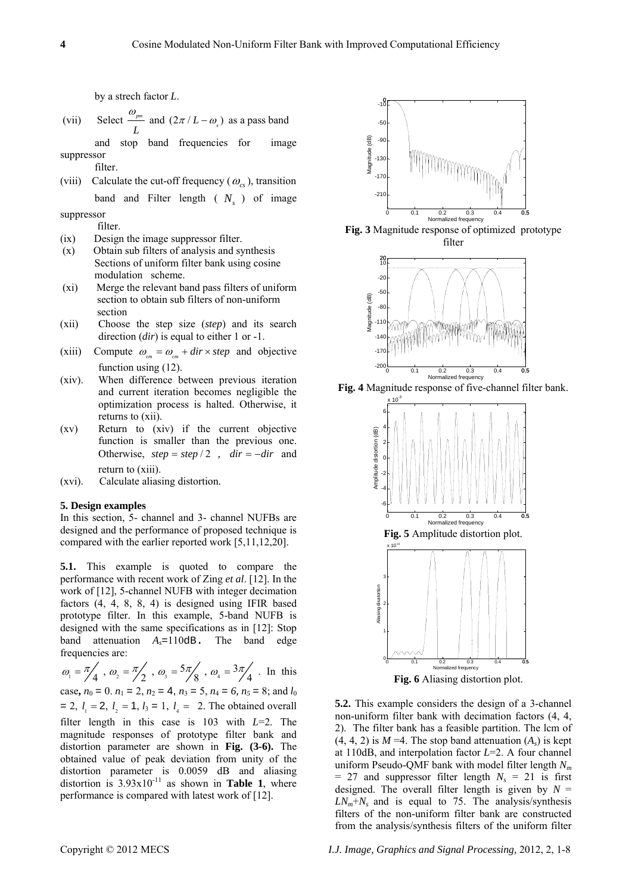by a strech factor $L$.

(vii) Select $\frac{\omega_{pm}}{L}$ and $(2\pi / L - \omega_s)$ as a pass band and stop band frequencies for image suppressor filter.

(viii) Calculate the cut-off frequency ($\omega_{cs}$), transition band and Filter length ( $N_s$ ) of image suppressor filter.

(ix) Design the image suppressor filter.

(x) Obtain sub filters of analysis and synthesis Sections of uniform filter bank using cosine modulation scheme.

(xi) Merge the relevant band pass filters of uniform section to obtain sub filters of non-uniform section

(xii) Choose the step size (*step*) and its search direction (*dir*) is equal to either 1 or -1.

(xiii) Compute $\omega_{cm} = \omega_{cm} + dir \times step$ and objective function using (12).

(xiv). When difference between previous iteration and current iteration becomes negligible the optimization process is halted. Otherwise, it returns to (xii).

(xv) Return to (xiv) if the current objective function is smaller than the previous one. Otherwise, $step = step/2$ , $dir = -dir$ and return to (xiii).

(xvi). Calculate aliasing distortion.

## 5. Design examples

In this section, 5- channel and 3- channel NUFBs are designed and the performance of proposed technique is compared with the earlier reported work [5,11,12,20].

**5.1.** This example is quoted to compare the performance with recent work of Zing *et al*. [12]. In the work of [12], 5-channel NUFB with integer decimation factors (4, 4, 8, 8, 4) is designed using IFIR based prototype filter. In this example, 5-band NUFB is designed with the same specifications as in [12]: Stop band attenuation $A_s$=110dB. The band edge frequencies are:

$\omega_1 = \pi/4$ , $\omega_2 = \pi/2$ , $\omega_3 = 5\pi/8$ , $\omega_4 = 3\pi/4$ . In this case, $n_0$ = 0. $n_1$ = 2, $n_2$ = 4, $n_3$ = 5, $n_4$ = 6, $n_5$ = 8; and $l_0$ = 2, $l_1$ = 2, $l_2$ = 1, $l_3$ = 1, $l_4$ = 2. The obtained overall filter length in this case is 103 with $L$=2. The magnitude responses of prototype filter bank and distortion parameter are shown in **Fig. (3-6).** The obtained value of peak deviation from unity of the distortion parameter is 0.0059 dB and aliasing distortion is $3.93\text{x}10^{-11}$ as shown in **Table 1**, where performance is compared with latest work of [12].

**Fig. 3** Magnitude response of optimized prototype filter

**Fig. 4** Magnitude response of five-channel filter bank.

**Fig. 5** Amplitude distortion plot.

**Fig. 6** Aliasing distortion plot.

**5.2.** This example considers the design of a 3-channel non-uniform filter bank with decimation factors (4, 4, 2). The filter bank has a feasible partition. The lcm of (4, 4, 2) is $M$ =4. The stop band attenuation ($A_s$) is kept at 110dB, and interpolation factor $L$=2. A four channel uniform Pseudo-QMF bank with model filter length $N_m$ = 27 and suppressor filter length $N_s$ = 21 is first designed. The overall filter length is given by $N = LN_m+N_s$ and is equal to 75. The analysis/synthesis filters of the non-uniform filter bank are constructed from the analysis/synthesis filters of the uniform filter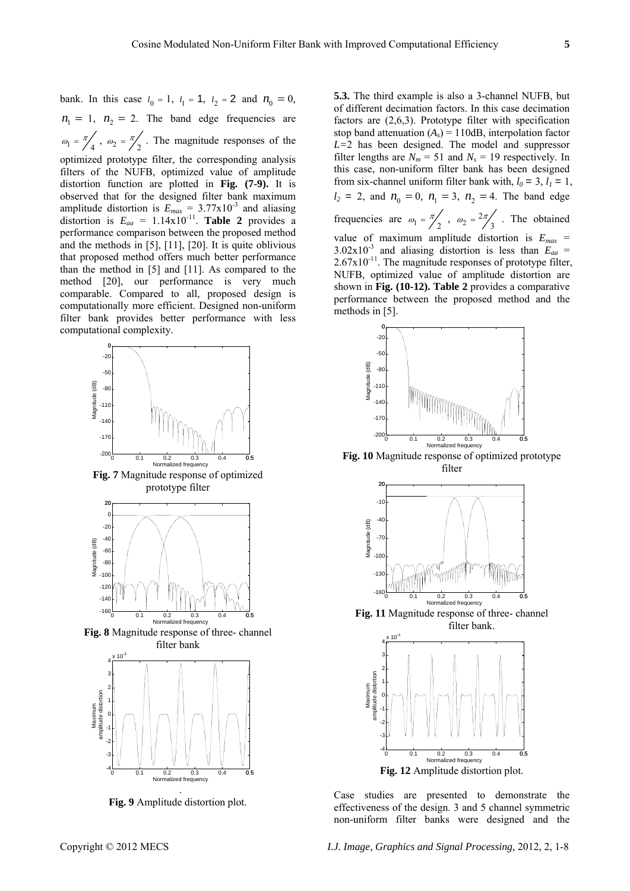bank. In this case $l_0 = 1$, $l_1 = 1$, $l_2 = 2$ and $n_0 = 0$, $n_1 = 1$, $n_2 = 2$. The band edge frequencies are $\omega_1 = \pi/4$, $\omega_2 = \pi/2$. The magnitude responses of the optimized prototype filter, the corresponding analysis filters of the NUFB, optimized value of amplitude distortion function are plotted in **Fig. (7-9).** It is observed that for the designed filter bank maximum amplitude distortion is $E_{max} = 3.77 \times 10^{-3}$ and aliasing distortion is $E_{aa} = 1.14 \times 10^{-11}$. **Table 2** provides a performance comparison between the proposed method and the methods in [5], [11], [20]. It is quite oblivious that proposed method offers much better performance than the method in [5] and [11]. As compared to the method [20], our performance is very much comparable. Compared to all, proposed design is computationally more efficient. Designed non-uniform filter bank provides better performance with less computational complexity.

**Fig. 7** Magnitude response of optimized prototype filter

**Fig. 8** Magnitude response of three- channel filter bank

**Fig. 9** Amplitude distortion plot.

**5.3.** The third example is also a 3-channel NUFB, but of different decimation factors. In this case decimation factors are (2,6,3). Prototype filter with specification stop band attenuation ($A_s$) = 110dB, interpolation factor $L$=2 has been designed. The model and suppressor filter lengths are $N_m$ = 51 and $N_s$ = 19 respectively. In this case, non-uniform filter bank has been designed from six-channel uniform filter bank with, $l_0 = 3$, $l_1 = 1$, $l_2 = 2$, and $n_0 = 0$, $n_1 = 3$, $n_2 = 4$. The band edge frequencies are $\omega_1 = \pi/2$, $\omega_2 = 2\pi/3$. The obtained value of maximum amplitude distortion is $E_{max} = 3.02 \times 10^{-3}$ and aliasing distortion is less than $E_{aa} = 2.67 \times 10^{-11}$. The magnitude responses of prototype filter, NUFB, optimized value of amplitude distortion are shown in **Fig. (10-12). Table 2** provides a comparative performance between the proposed method and the methods in [5].

**Fig. 10** Magnitude response of optimized prototype filter

**Fig. 11** Magnitude response of three- channel filter bank.

**Fig. 12** Amplitude distortion plot.

Case studies are presented to demonstrate the effectiveness of the design. 3 and 5 channel symmetric non-uniform filter banks were designed and the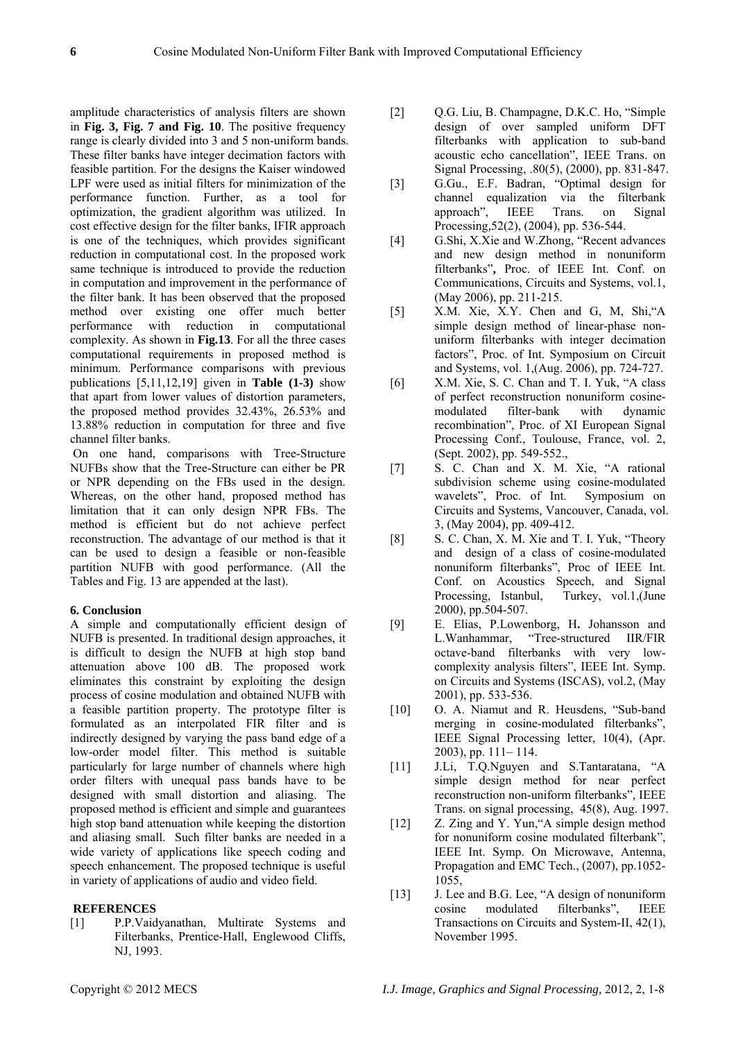amplitude characteristics of analysis filters are shown in **Fig. 3, Fig. 7 and Fig. 10**. The positive frequency range is clearly divided into 3 and 5 non-uniform bands. These filter banks have integer decimation factors with feasible partition. For the designs the Kaiser windowed LPF were used as initial filters for minimization of the performance function. Further, as a tool for optimization, the gradient algorithm was utilized. In cost effective design for the filter banks, IFIR approach is one of the techniques, which provides significant reduction in computational cost. In the proposed work same technique is introduced to provide the reduction in computation and improvement in the performance of the filter bank. It has been observed that the proposed method over existing one offer much better performance with reduction in computational complexity. As shown in **Fig.13**. For all the three cases computational requirements in proposed method is minimum. Performance comparisons with previous publications [5,11,12,19] given in **Table (1-3)** show that apart from lower values of distortion parameters, the proposed method provides 32.43%, 26.53% and 13.88% reduction in computation for three and five channel filter banks.

On one hand, comparisons with Tree-Structure NUFBs show that the Tree-Structure can either be PR or NPR depending on the FBs used in the design. Whereas, on the other hand, proposed method has limitation that it can only design NPR FBs. The method is efficient but do not achieve perfect reconstruction. The advantage of our method is that it can be used to design a feasible or non-feasible partition NUFB with good performance. (All the Tables and Fig. 13 are appended at the last).

### 6. Conclusion

A simple and computationally efficient design of NUFB is presented. In traditional design approaches, it is difficult to design the NUFB at high stop band attenuation above 100 dB. The proposed work eliminates this constraint by exploiting the design process of cosine modulation and obtained NUFB with a feasible partition property. The prototype filter is formulated as an interpolated FIR filter and is indirectly designed by varying the pass band edge of a low-order model filter. This method is suitable particularly for large number of channels where high order filters with unequal pass bands have to be designed with small distortion and aliasing. The proposed method is efficient and simple and guarantees high stop band attenuation while keeping the distortion and aliasing small. Such filter banks are needed in a wide variety of applications like speech coding and speech enhancement. The proposed technique is useful in variety of applications of audio and video field.

### REFERENCES

[1] P.P.Vaidyanathan, Multirate Systems and Filterbanks, Prentice-Hall, Englewood Cliffs, NJ, 1993.

[2] Q.G. Liu, B. Champagne, D.K.C. Ho, "Simple design of over sampled uniform DFT filterbanks with application to sub-band acoustic echo cancellation", IEEE Trans. on Signal Processing, .80(5), (2000), pp. 831-847.

[3] G.Gu., E.F. Badran, "Optimal design for channel equalization via the filterbank approach", IEEE Trans. on Signal Processing,52(2), (2004), pp. 536-544.

[4] G.Shi, X.Xie and W.Zhong, "Recent advances and new design method in nonuniform filterbanks", Proc. of IEEE Int. Conf. on Communications, Circuits and Systems, vol.1, (May 2006), pp. 211-215.

[5] X.M. Xie, X.Y. Chen and G, M, Shi,"A simple design method of linear-phase non-uniform filterbanks with integer decimation factors", Proc. of Int. Symposium on Circuit and Systems, vol. 1,(Aug. 2006), pp. 724-727.

[6] X.M. Xie, S. C. Chan and T. I. Yuk, "A class of perfect reconstruction nonuniform cosine-modulated filter-bank with dynamic recombination", Proc. of XI European Signal Processing Conf., Toulouse, France, vol. 2, (Sept. 2002), pp. 549-552.,

[7] S. C. Chan and X. M. Xie, "A rational subdivision scheme using cosine-modulated wavelets", Proc. of Int. Symposium on Circuits and Systems, Vancouver, Canada, vol. 3, (May 2004), pp. 409-412.

[8] S. C. Chan, X. M. Xie and T. I. Yuk, "Theory and design of a class of cosine-modulated nonuniform filterbanks", Proc of IEEE Int. Conf. on Acoustics Speech, and Signal Processing, Istanbul, Turkey, vol.1,(June 2000), pp.504-507.

[9] E. Elias, P.Lowenborg, H. Johansson and L.Wanhammar, "Tree-structured IIR/FIR octave-band filterbanks with very low-complexity analysis filters", IEEE Int. Symp. on Circuits and Systems (ISCAS), vol.2, (May 2001), pp. 533-536.

[10] O. A. Niamut and R. Heusdens, "Sub-band merging in cosine-modulated filterbanks", IEEE Signal Processing letter, 10(4), (Apr. 2003), pp. 111– 114.

[11] J.Li, T.Q.Nguyen and S.Tantaratana, "A simple design method for near perfect reconstruction non-uniform filterbanks", IEEE Trans. on signal processing, 45(8), Aug. 1997.

[12] Z. Zing and Y. Yun,"A simple design method for nonuniform cosine modulated filterbank", IEEE Int. Symp. On Microwave, Antenna, Propagation and EMC Tech., (2007), pp.1052-1055,

[13] J. Lee and B.G. Lee, "A design of nonuniform cosine modulated filterbanks", IEEE Transactions on Circuits and System-II, 42(1), November 1995.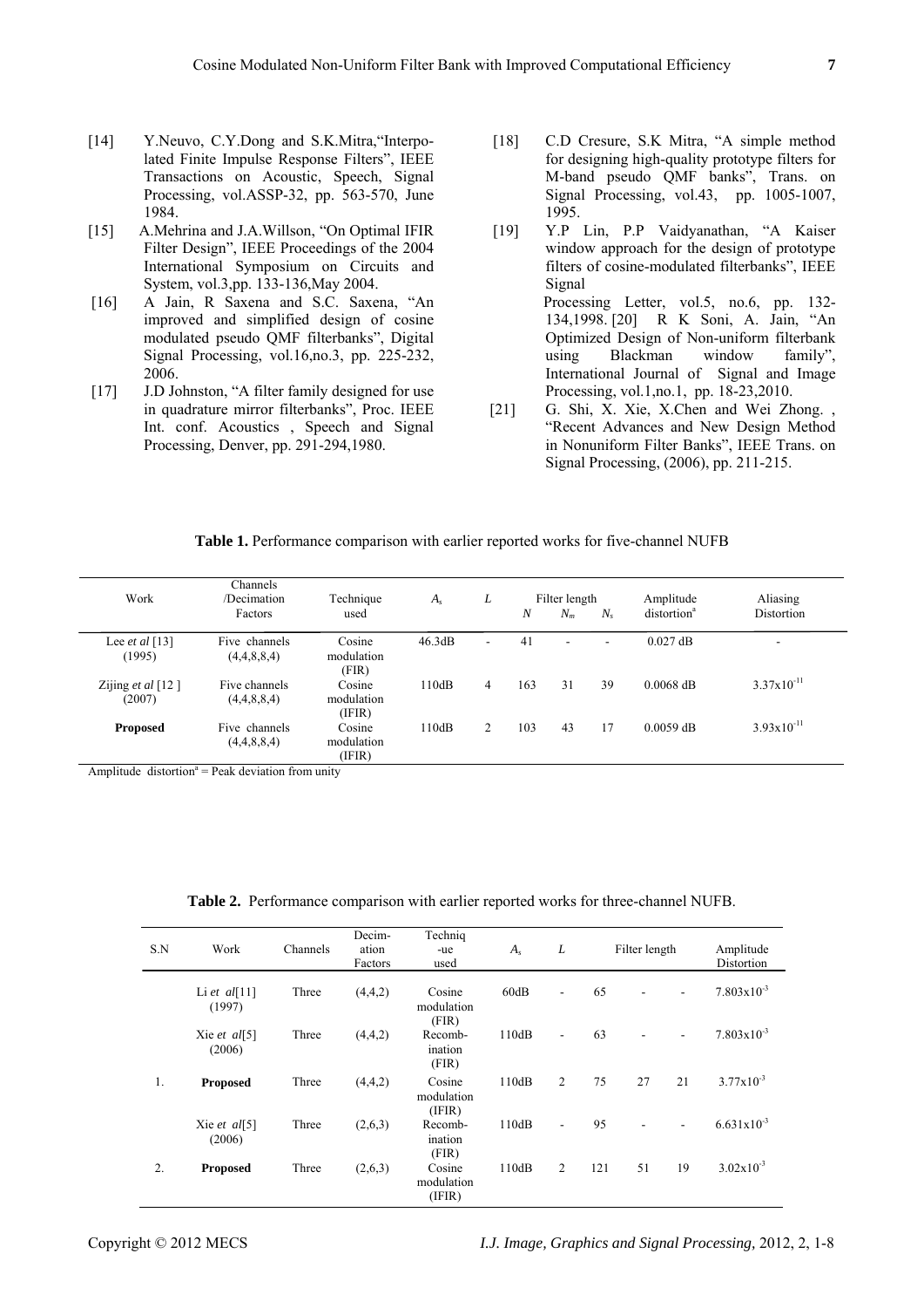[14] Y.Neuvo, C.Y.Dong and S.K.Mitra,"Interpolated Finite Impulse Response Filters", IEEE Transactions on Acoustic, Speech, Signal Processing, vol.ASSP-32, pp. 563-570, June 1984.

[15] A.Mehrina and J.A.Willson, "On Optimal IFIR Filter Design", IEEE Proceedings of the 2004 International Symposium on Circuits and System, vol.3,pp. 133-136,May 2004.

[16] A Jain, R Saxena and S.C. Saxena, "An improved and simplified design of cosine modulated pseudo QMF filterbanks", Digital Signal Processing, vol.16,no.3, pp. 225-232, 2006.

[17] J.D Johnston, "A filter family designed for use in quadrature mirror filterbanks", Proc. IEEE Int. conf. Acoustics , Speech and Signal Processing, Denver, pp. 291-294,1980.

[18] C.D Cresure, S.K Mitra, "A simple method for designing high-quality prototype filters for M-band pseudo QMF banks", Trans. on Signal Processing, vol.43, pp. 1005-1007, 1995.

[19] Y.P Lin, P.P Vaidyanathan, "A Kaiser window approach for the design of prototype filters of cosine-modulated filterbanks", IEEE Signal Processing Letter, vol.5, no.6, pp. 132-134,1998.

[20] R K Soni, A. Jain, "An Optimized Design of Non-uniform filterbank using Blackman window family", International Journal of Signal and Image Processing, vol.1,no.1, pp. 18-23,2010.

[21] G. Shi, X. Xie, X.Chen and Wei Zhong. , "Recent Advances and New Design Method in Nonuniform Filter Banks", IEEE Trans. on Signal Processing, (2006), pp. 211-215.

**Table 1.** Performance comparison with earlier reported works for five-channel NUFB

| Work | Channels /Decimation Factors | Technique used | $A_s$ | $L$ | Filter length | | | Amplitude distortion[a] | Aliasing Distortion |
|---|---|---|---|---|---|---|---|---|---|
| | | | | | $N$ | $N_m$ | $N_s$ | | |
| Lee *et al* [13] (1995) | Five channels (4,4,8,8,4) | Cosine modulation (FIR) | 46.3dB | - | 41 | - | - | 0.027 dB | - |
| Zijing *et al* [12 ] (2007) | Five channels (4,4,8,8,4) | Cosine modulation (IFIR) | 110dB | 4 | 163 | 31 | 39 | 0.0068 dB | $3.37\times10^{-11}$ |
| **Proposed** | Five channels (4,4,8,8,4) | Cosine modulation (IFIR) | 110dB | 2 | 103 | 43 | 17 | 0.0059 dB | $3.93\times10^{-11}$ |

Amplitude distortion[a] = Peak deviation from unity

**Table 2.** Performance comparison with earlier reported works for three-channel NUFB.

| S.N | Work | Channels | Decimation Factors | Technique used | $A_s$ | $L$ | Filter length | | | Amplitude Distortion |
|---|---|---|---|---|---|---|---|---|---|---|
| | Li *et al*[11] (1997) | Three | (4,4,2) | Cosine modulation (FIR) | 60dB | - | 65 | - | - | $7.803\times10^{-3}$ |
| | Xie *et al*[5] (2006) | Three | (4,4,2) | Recombination (FIR) | 110dB | - | 63 | - | - | $7.803\times10^{-3}$ |
| 1. | **Proposed** | Three | (4,4,2) | Cosine modulation (IFIR) | 110dB | 2 | 75 | 27 | 21 | $3.77\times10^{-3}$ |
| | Xie *et al*[5] (2006) | Three | (2,6,3) | Recombination (FIR) | 110dB | - | 95 | - | - | $6.631\times10^{-3}$ |
| 2. | **Proposed** | Three | (2,6,3) | Cosine modulation (IFIR) | 110dB | 2 | 121 | 51 | 19 | $3.02\times10^{-3}$ |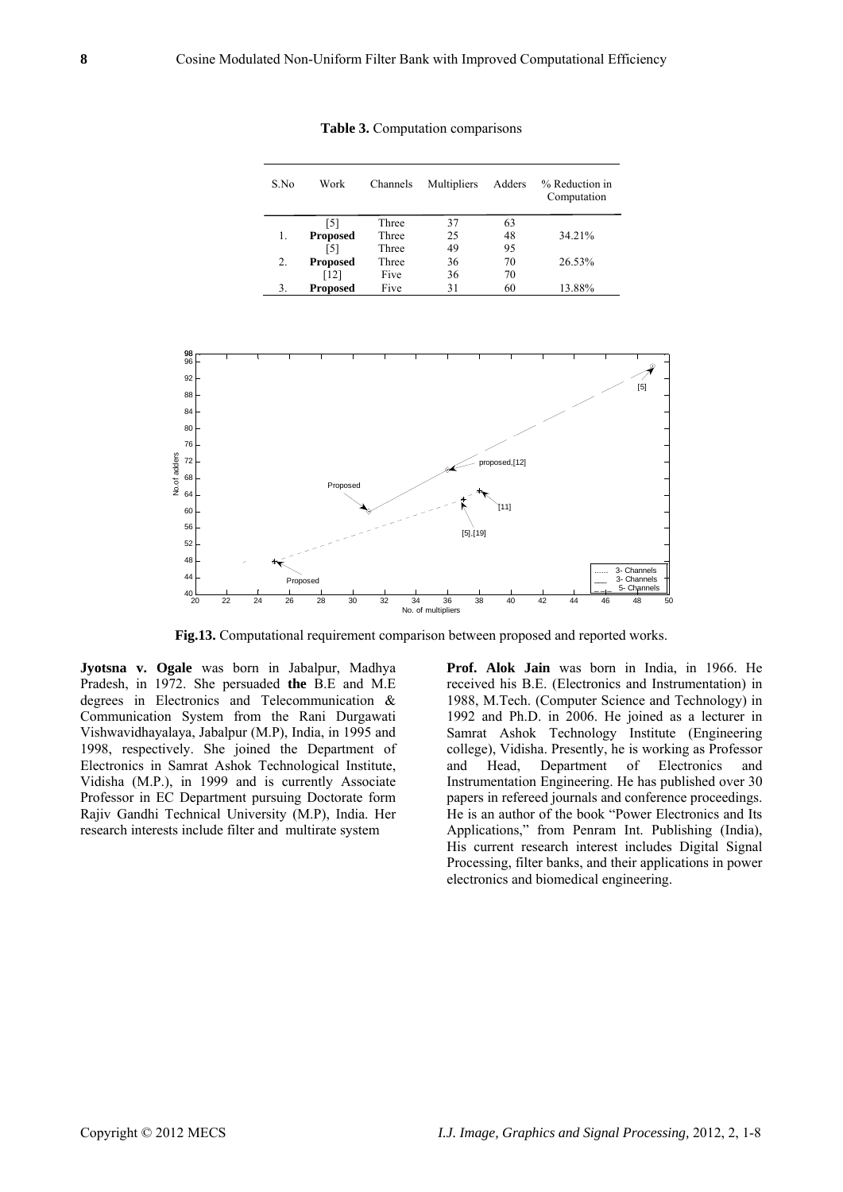**Table 3.** Computation comparisons

| S.No | Work | Channels | Multipliers | Adders | % Reduction in Computation |
|---|---|---|---|---|---|
| | [5] | Three | 37 | 63 | |
| 1. | **Proposed** | Three | 25 | 48 | 34.21% |
| | [5] | Three | 49 | 95 | |
| 2. | **Proposed** | Three | 36 | 70 | 26.53% |
| | [12] | Five | 36 | 70 | |
| 3. | **Proposed** | Five | 31 | 60 | 13.88% |

No.of adders

98
96
92
88
84
80
76
72
68
64
60
56
52
48
44
40

No. of multipliers

20 22 24 26 28 30 32 34 36 38 40 42 44 46 48 50

[5]

proposed,[12]

Proposed

[11]

[5],[19]

Proposed

...... 3- Channels
___ 3- Channels
5- Channels

**Fig.13.** Computational requirement comparison between proposed and reported works.

**Jyotsna v. Ogale** was born in Jabalpur, Madhya Pradesh, in 1972. She persuaded **the** B.E and M.E degrees in Electronics and Telecommunication & Communication System from the Rani Durgawati Vishwavidhayalaya, Jabalpur (M.P), India, in 1995 and 1998, respectively. She joined the Department of Electronics in Samrat Ashok Technological Institute, Vidisha (M.P.), in 1999 and is currently Associate Professor in EC Department pursuing Doctorate form Rajiv Gandhi Technical University (M.P), India. Her research interests include filter and multirate system

**Prof. Alok Jain** was born in India, in 1966. He received his B.E. (Electronics and Instrumentation) in 1988, M.Tech. (Computer Science and Technology) in 1992 and Ph.D. in 2006. He joined as a lecturer in Samrat Ashok Technology Institute (Engineering college), Vidisha. Presently, he is working as Professor and Head, Department of Electronics and Instrumentation Engineering. He has published over 30 papers in refereed journals and conference proceedings. He is an author of the book "Power Electronics and Its Applications," from Penram Int. Publishing (India), His current research interest includes Digital Signal Processing, filter banks, and their applications in power electronics and biomedical engineering.